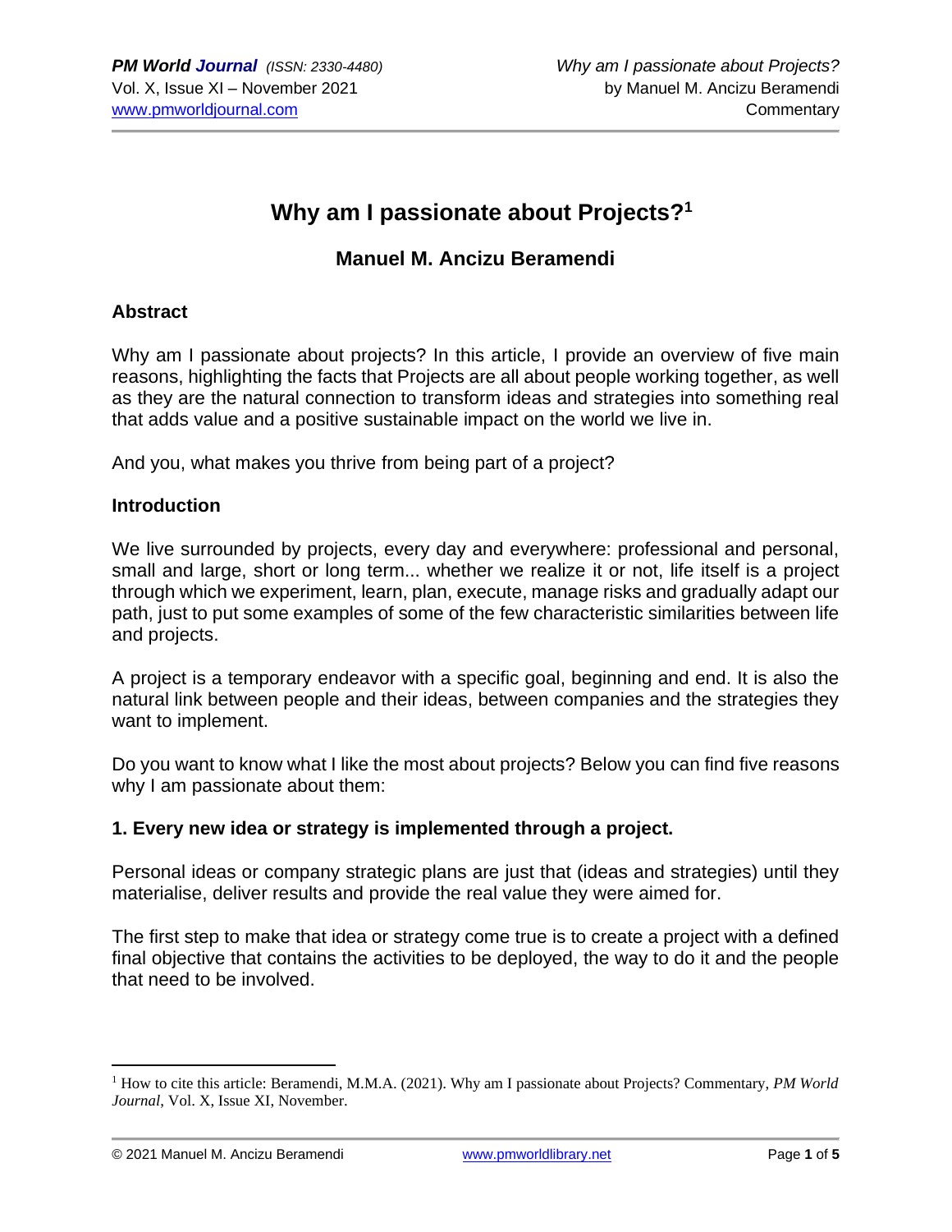# Why am I passionate about Projects?[1]

## Manuel M. Ancizu Beramendi

### Abstract

Why am I passionate about projects? In this article, I provide an overview of five main reasons, highlighting the facts that Projects are all about people working together, as well as they are the natural connection to transform ideas and strategies into something real that adds value and a positive sustainable impact on the world we live in.

And you, what makes you thrive from being part of a project?

### Introduction

We live surrounded by projects, every day and everywhere: professional and personal, small and large, short or long term... whether we realize it or not, life itself is a project through which we experiment, learn, plan, execute, manage risks and gradually adapt our path, just to put some examples of some of the few characteristic similarities between life and projects.

A project is a temporary endeavor with a specific goal, beginning and end. It is also the natural link between people and their ideas, between companies and the strategies they want to implement.

Do you want to know what I like the most about projects? Below you can find five reasons why I am passionate about them:

### 1. Every new idea or strategy is implemented through a project.

Personal ideas or company strategic plans are just that (ideas and strategies) until they materialise, deliver results and provide the real value they were aimed for.

The first step to make that idea or strategy come true is to create a project with a defined final objective that contains the activities to be deployed, the way to do it and the people that need to be involved.

---

[1] How to cite this article: Beramendi, M.M.A. (2021). Why am I passionate about Projects? Commentary, *PM World Journal*, Vol. X, Issue XI, November.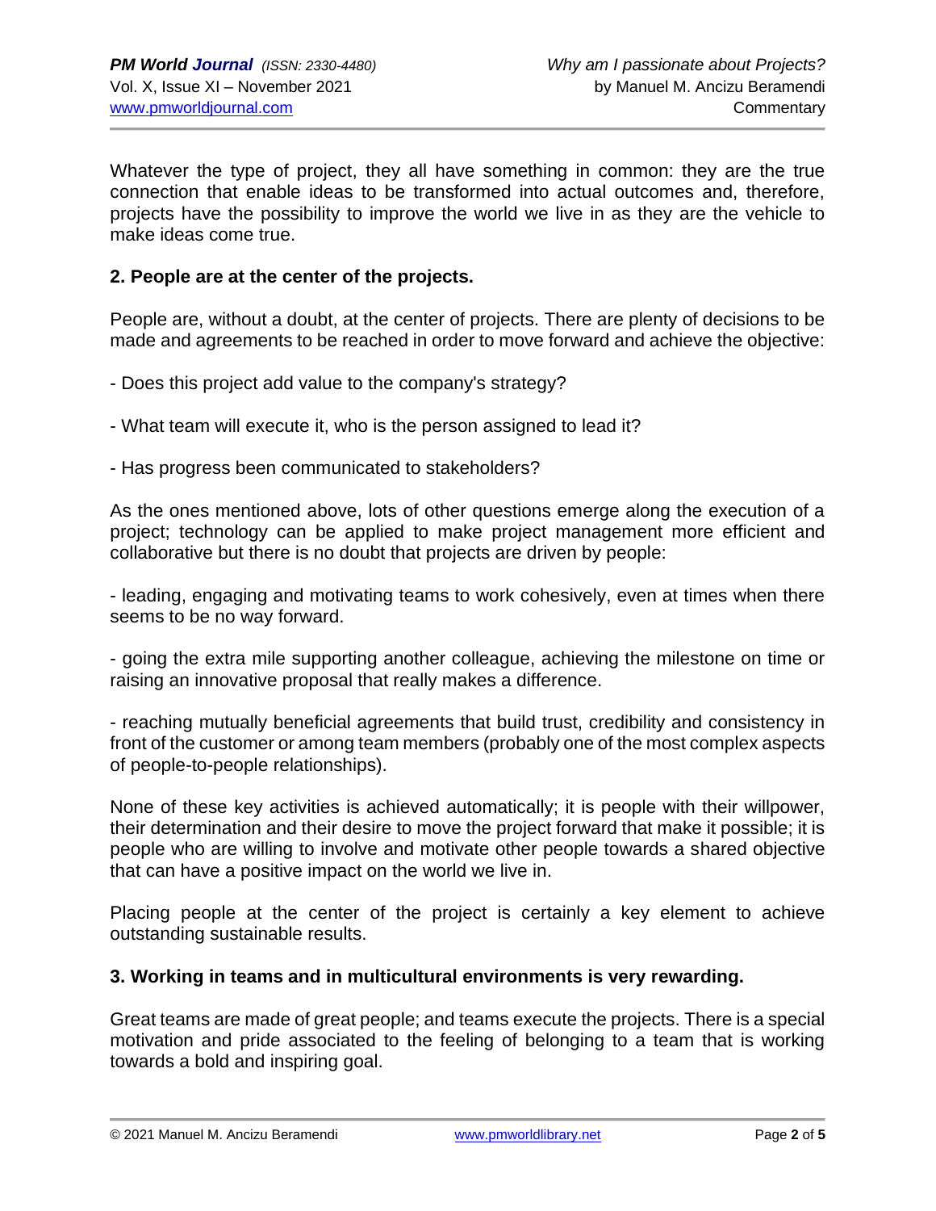Whatever the type of project, they all have something in common: they are the true connection that enable ideas to be transformed into actual outcomes and, therefore, projects have the possibility to improve the world we live in as they are the vehicle to make ideas come true.

**2. People are at the center of the projects.**

People are, without a doubt, at the center of projects. There are plenty of decisions to be made and agreements to be reached in order to move forward and achieve the objective:

- Does this project add value to the company's strategy?

- What team will execute it, who is the person assigned to lead it?

- Has progress been communicated to stakeholders?

As the ones mentioned above, lots of other questions emerge along the execution of a project; technology can be applied to make project management more efficient and collaborative but there is no doubt that projects are driven by people:

- leading, engaging and motivating teams to work cohesively, even at times when there seems to be no way forward.

- going the extra mile supporting another colleague, achieving the milestone on time or raising an innovative proposal that really makes a difference.

- reaching mutually beneficial agreements that build trust, credibility and consistency in front of the customer or among team members (probably one of the most complex aspects of people-to-people relationships).

None of these key activities is achieved automatically; it is people with their willpower, their determination and their desire to move the project forward that make it possible; it is people who are willing to involve and motivate other people towards a shared objective that can have a positive impact on the world we live in.

Placing people at the center of the project is certainly a key element to achieve outstanding sustainable results.

**3. Working in teams and in multicultural environments is very rewarding.**

Great teams are made of great people; and teams execute the projects. There is a special motivation and pride associated to the feeling of belonging to a team that is working towards a bold and inspiring goal.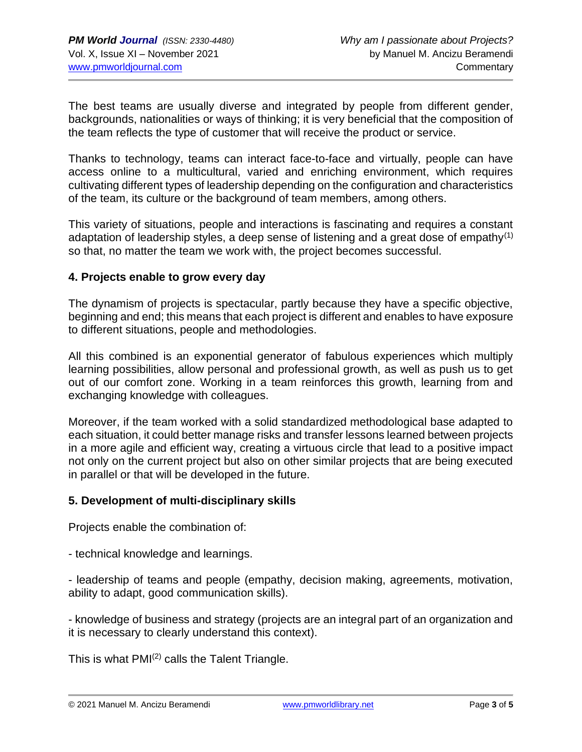The best teams are usually diverse and integrated by people from different gender, backgrounds, nationalities or ways of thinking; it is very beneficial that the composition of the team reflects the type of customer that will receive the product or service.

Thanks to technology, teams can interact face-to-face and virtually, people can have access online to a multicultural, varied and enriching environment, which requires cultivating different types of leadership depending on the configuration and characteristics of the team, its culture or the background of team members, among others.

This variety of situations, people and interactions is fascinating and requires a constant adaptation of leadership styles, a deep sense of listening and a great dose of empathy(1) so that, no matter the team we work with, the project becomes successful.

### 4. Projects enable to grow every day

The dynamism of projects is spectacular, partly because they have a specific objective, beginning and end; this means that each project is different and enables to have exposure to different situations, people and methodologies.

All this combined is an exponential generator of fabulous experiences which multiply learning possibilities, allow personal and professional growth, as well as push us to get out of our comfort zone. Working in a team reinforces this growth, learning from and exchanging knowledge with colleagues.

Moreover, if the team worked with a solid standardized methodological base adapted to each situation, it could better manage risks and transfer lessons learned between projects in a more agile and efficient way, creating a virtuous circle that lead to a positive impact not only on the current project but also on other similar projects that are being executed in parallel or that will be developed in the future.

### 5. Development of multi-disciplinary skills

Projects enable the combination of:

- technical knowledge and learnings.

- leadership of teams and people (empathy, decision making, agreements, motivation, ability to adapt, good communication skills).

- knowledge of business and strategy (projects are an integral part of an organization and it is necessary to clearly understand this context).

This is what PMI(2) calls the Talent Triangle.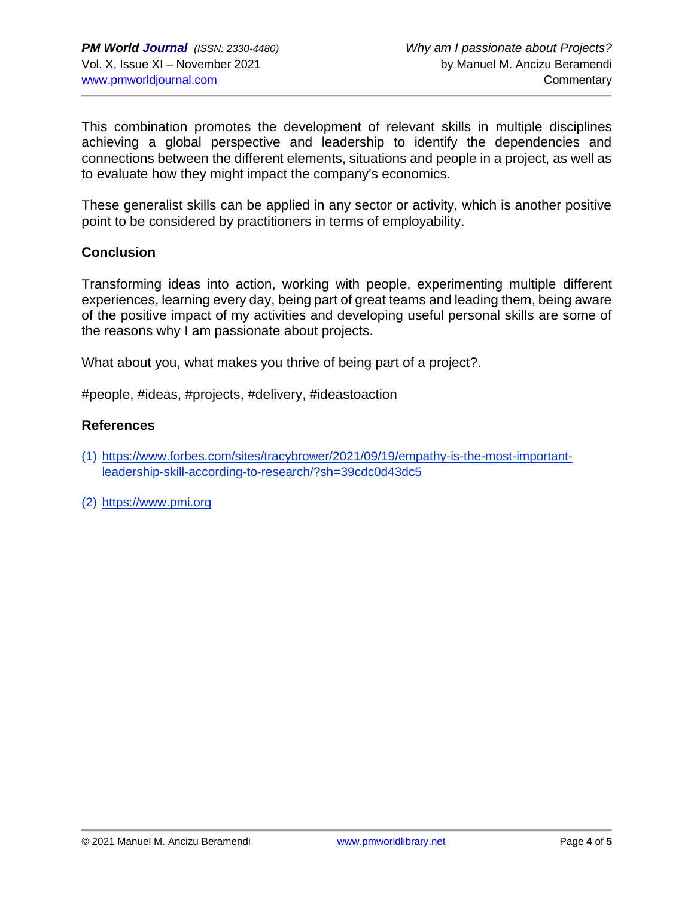This combination promotes the development of relevant skills in multiple disciplines achieving a global perspective and leadership to identify the dependencies and connections between the different elements, situations and people in a project, as well as to evaluate how they might impact the company's economics.

These generalist skills can be applied in any sector or activity, which is another positive point to be considered by practitioners in terms of employability.

## Conclusion

Transforming ideas into action, working with people, experimenting multiple different experiences, learning every day, being part of great teams and leading them, being aware of the positive impact of my activities and developing useful personal skills are some of the reasons why I am passionate about projects.

What about you, what makes you thrive of being part of a project?.

#people, #ideas, #projects, #delivery, #ideastoaction

## References

(1) https://www.forbes.com/sites/tracybrower/2021/09/19/empathy-is-the-most-important-leadership-skill-according-to-research/?sh=39cdc0d43dc5

(2) https://www.pmi.org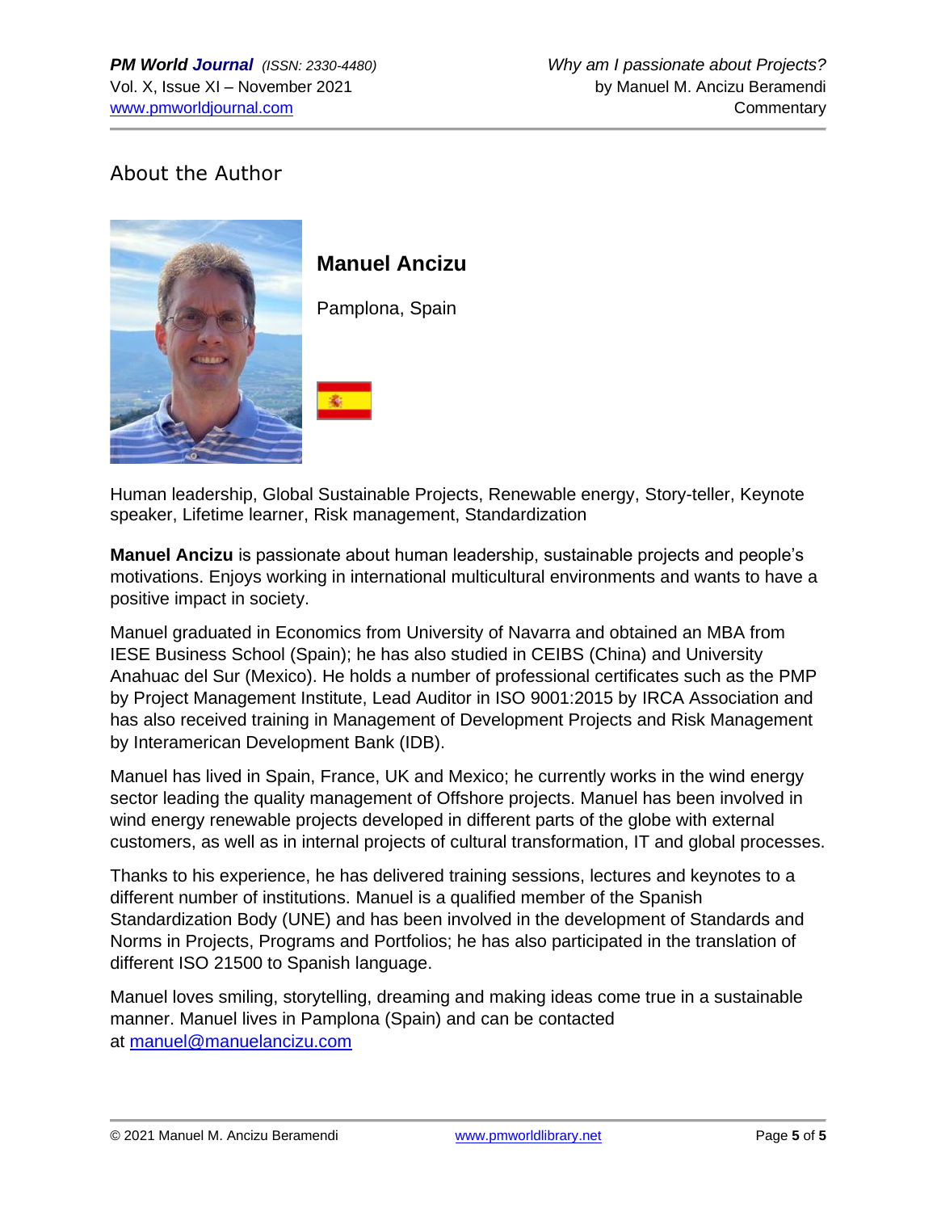## About the Author

### Manuel Ancizu

Pamplona, Spain

Human leadership, Global Sustainable Projects, Renewable energy, Story-teller, Keynote speaker, Lifetime learner, Risk management, Standardization

**Manuel Ancizu** is passionate about human leadership, sustainable projects and people's motivations. Enjoys working in international multicultural environments and wants to have a positive impact in society.

Manuel graduated in Economics from University of Navarra and obtained an MBA from IESE Business School (Spain); he has also studied in CEIBS (China) and University Anahuac del Sur (Mexico). He holds a number of professional certificates such as the PMP by Project Management Institute, Lead Auditor in ISO 9001:2015 by IRCA Association and has also received training in Management of Development Projects and Risk Management by Interamerican Development Bank (IDB).

Manuel has lived in Spain, France, UK and Mexico; he currently works in the wind energy sector leading the quality management of Offshore projects. Manuel has been involved in wind energy renewable projects developed in different parts of the globe with external customers, as well as in internal projects of cultural transformation, IT and global processes.

Thanks to his experience, he has delivered training sessions, lectures and keynotes to a different number of institutions. Manuel is a qualified member of the Spanish Standardization Body (UNE) and has been involved in the development of Standards and Norms in Projects, Programs and Portfolios; he has also participated in the translation of different ISO 21500 to Spanish language.

Manuel loves smiling, storytelling, dreaming and making ideas come true in a sustainable manner. Manuel lives in Pamplona (Spain) and can be contacted at manuel@manuelancizu.com